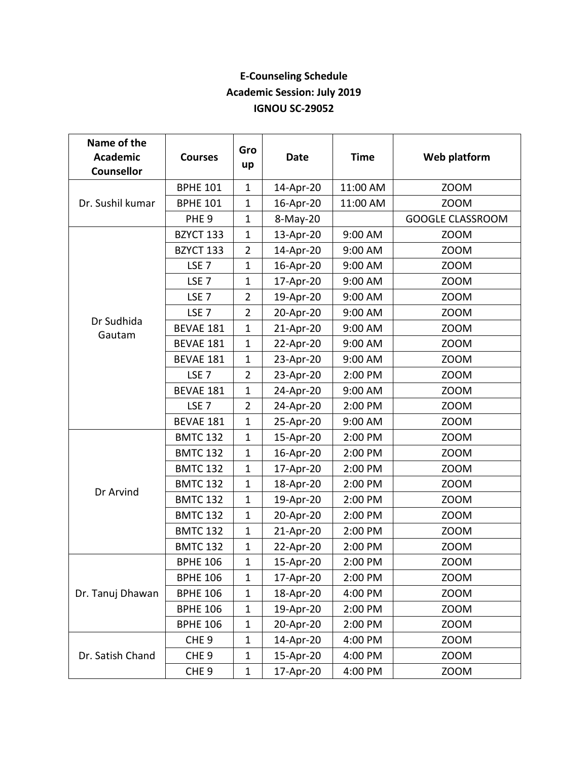**E-Counseling Schedule**
**Academic Session: July 2019**
**IGNOU SC-29052**

| Name of the Academic Counsellor | Courses | Group | Date | Time | Web platform |
|---|---|---|---|---|---|
| Dr. Sushil kumar | BPHE 101 | 1 | 14-Apr-20 | 11:00 AM | ZOOM |
| | BPHE 101 | 1 | 16-Apr-20 | 11:00 AM | ZOOM |
| | PHE 9 | 1 | 8-May-20 | | GOOGLE CLASSROOM |
| Dr Sudhida Gautam | BZYCT 133 | 1 | 13-Apr-20 | 9:00 AM | ZOOM |
| | BZYCT 133 | 2 | 14-Apr-20 | 9:00 AM | ZOOM |
| | LSE 7 | 1 | 16-Apr-20 | 9:00 AM | ZOOM |
| | LSE 7 | 1 | 17-Apr-20 | 9:00 AM | ZOOM |
| | LSE 7 | 2 | 19-Apr-20 | 9:00 AM | ZOOM |
| | LSE 7 | 2 | 20-Apr-20 | 9:00 AM | ZOOM |
| | BEVAE 181 | 1 | 21-Apr-20 | 9:00 AM | ZOOM |
| | BEVAE 181 | 1 | 22-Apr-20 | 9:00 AM | ZOOM |
| | BEVAE 181 | 1 | 23-Apr-20 | 9:00 AM | ZOOM |
| | LSE 7 | 2 | 23-Apr-20 | 2:00 PM | ZOOM |
| | BEVAE 181 | 1 | 24-Apr-20 | 9:00 AM | ZOOM |
| | LSE 7 | 2 | 24-Apr-20 | 2:00 PM | ZOOM |
| | BEVAE 181 | 1 | 25-Apr-20 | 9:00 AM | ZOOM |
| Dr Arvind | BMTC 132 | 1 | 15-Apr-20 | 2:00 PM | ZOOM |
| | BMTC 132 | 1 | 16-Apr-20 | 2:00 PM | ZOOM |
| | BMTC 132 | 1 | 17-Apr-20 | 2:00 PM | ZOOM |
| | BMTC 132 | 1 | 18-Apr-20 | 2:00 PM | ZOOM |
| | BMTC 132 | 1 | 19-Apr-20 | 2:00 PM | ZOOM |
| | BMTC 132 | 1 | 20-Apr-20 | 2:00 PM | ZOOM |
| | BMTC 132 | 1 | 21-Apr-20 | 2:00 PM | ZOOM |
| | BMTC 132 | 1 | 22-Apr-20 | 2:00 PM | ZOOM |
| Dr. Tanuj Dhawan | BPHE 106 | 1 | 15-Apr-20 | 2:00 PM | ZOOM |
| | BPHE 106 | 1 | 17-Apr-20 | 2:00 PM | ZOOM |
| | BPHE 106 | 1 | 18-Apr-20 | 4:00 PM | ZOOM |
| | BPHE 106 | 1 | 19-Apr-20 | 2:00 PM | ZOOM |
| | BPHE 106 | 1 | 20-Apr-20 | 2:00 PM | ZOOM |
| Dr. Satish Chand | CHE 9 | 1 | 14-Apr-20 | 4:00 PM | ZOOM |
| | CHE 9 | 1 | 15-Apr-20 | 4:00 PM | ZOOM |
| | CHE 9 | 1 | 17-Apr-20 | 4:00 PM | ZOOM |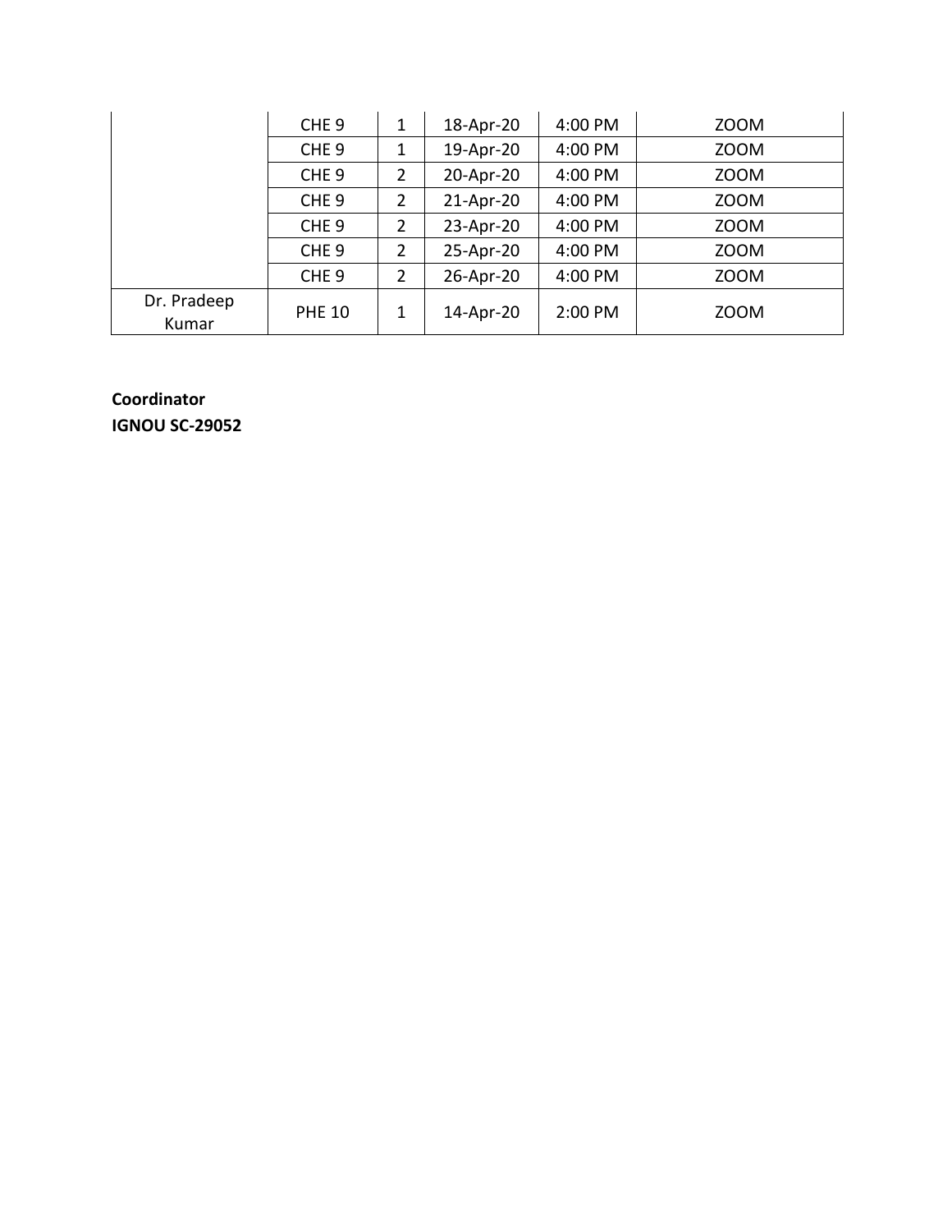| | | | | | |
|---|---|---|---|---|---|
| | CHE 9 | 1 | 18-Apr-20 | 4:00 PM | ZOOM |
| | CHE 9 | 1 | 19-Apr-20 | 4:00 PM | ZOOM |
| | CHE 9 | 2 | 20-Apr-20 | 4:00 PM | ZOOM |
| | CHE 9 | 2 | 21-Apr-20 | 4:00 PM | ZOOM |
| | CHE 9 | 2 | 23-Apr-20 | 4:00 PM | ZOOM |
| | CHE 9 | 2 | 25-Apr-20 | 4:00 PM | ZOOM |
| | CHE 9 | 2 | 26-Apr-20 | 4:00 PM | ZOOM |
| Dr. Pradeep Kumar | PHE 10 | 1 | 14-Apr-20 | 2:00 PM | ZOOM |

**Coordinator**
**IGNOU SC-29052**